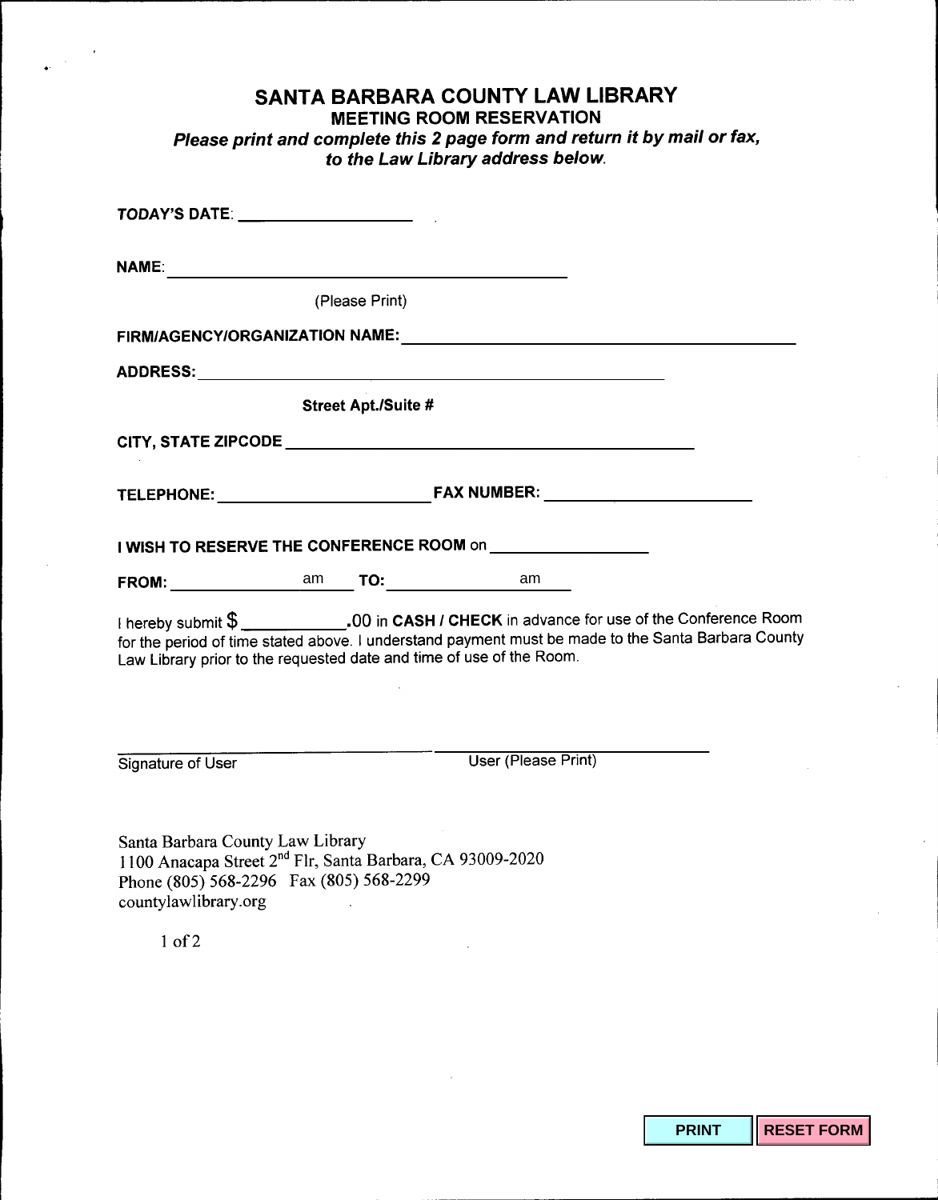# SANTA BARBARA COUNTY LAW LIBRARY

## MEETING ROOM RESERVATION

***Please print and complete this 2 page form and return it by mail or fax, to the Law Library address below.***

**TODAY'S DATE**: ____________________

**NAME**: ______________________________________________

(Please Print)

**FIRM/AGENCY/ORGANIZATION NAME:** ______________________________________________

**ADDRESS:** ______________________________________________

**Street Apt./Suite #**

**CITY, STATE ZIPCODE** ______________________________________________

**TELEPHONE:** ______________________ **FAX NUMBER:** ______________________

**I WISH TO RESERVE THE CONFERENCE ROOM** on ________________

**FROM:** ________________ am **TO:** ________________ am

I hereby submit $ ___________.00 in **CASH / CHECK** in advance for use of the Conference Room for the period of time stated above. I understand payment must be made to the Santa Barbara County Law Library prior to the requested date and time of use of the Room.

______________________________ ______________________________

Signature of User User (Please Print)

Santa Barbara County Law Library
1100 Anacapa Street 2nd Flr, Santa Barbara, CA 93009-2020
Phone (805) 568-2296 Fax (805) 568-2299
countylawlibrary.org

PRINT | RESET FORM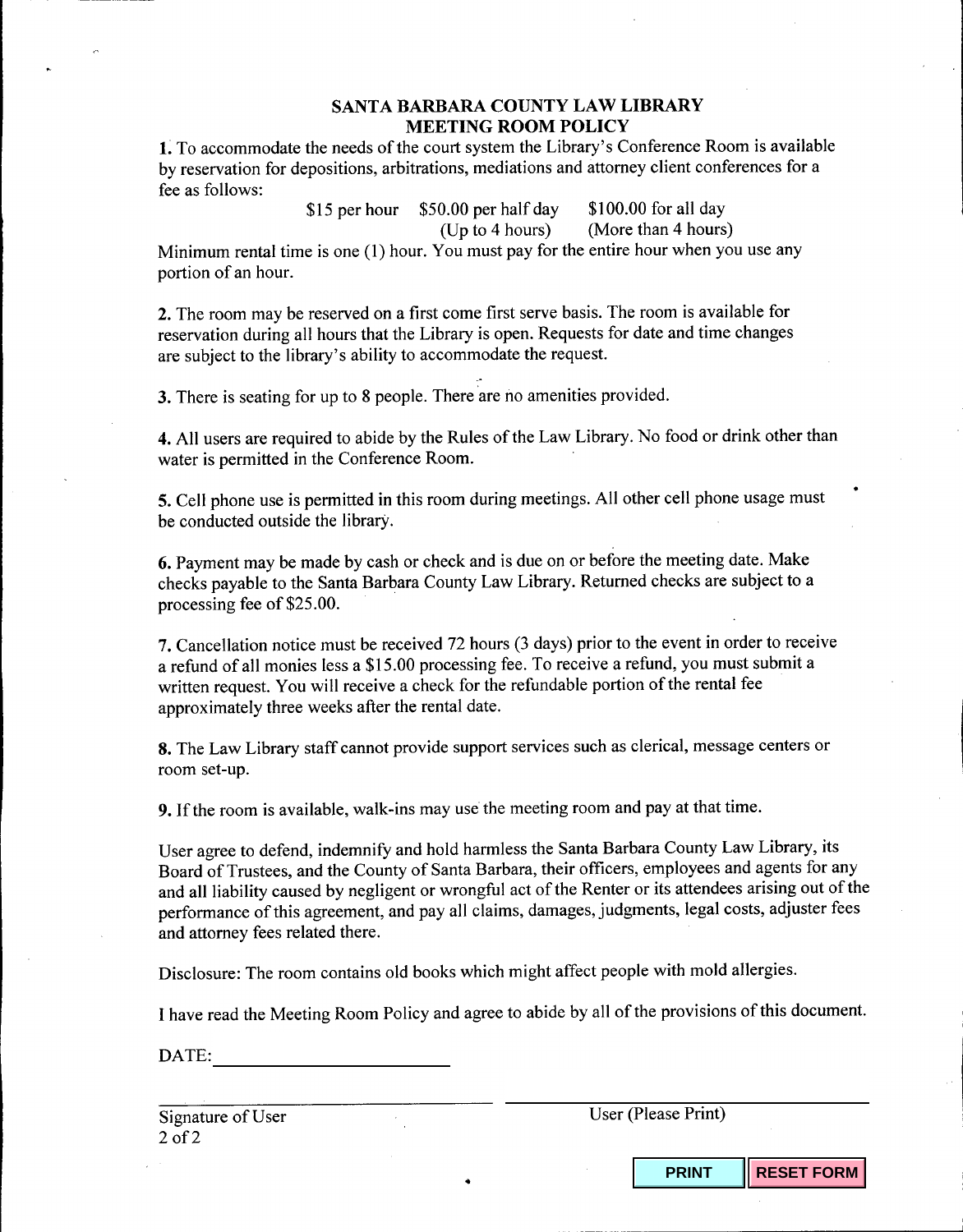# SANTA BARBARA COUNTY LAW LIBRARY
## MEETING ROOM POLICY

**1.** To accommodate the needs of the court system the Library's Conference Room is available by reservation for depositions, arbitrations, mediations and attorney client conferences for a fee as follows:

| | | |
|---|---|---|
| $15 per hour | $50.00 per half day (Up to 4 hours) | $100.00 for all day (More than 4 hours) |

Minimum rental time is one (1) hour. You must pay for the entire hour when you use any portion of an hour.

**2.** The room may be reserved on a first come first serve basis. The room is available for reservation during all hours that the Library is open. Requests for date and time changes are subject to the library's ability to accommodate the request.

**3.** There is seating for up to 8 people. There are no amenities provided.

**4.** All users are required to abide by the Rules of the Law Library. No food or drink other than water is permitted in the Conference Room.

**5.** Cell phone use is permitted in this room during meetings. All other cell phone usage must be conducted outside the library.

**6.** Payment may be made by cash or check and is due on or before the meeting date. Make checks payable to the Santa Barbara County Law Library. Returned checks are subject to a processing fee of $25.00.

**7.** Cancellation notice must be received 72 hours (3 days) prior to the event in order to receive a refund of all monies less a $15.00 processing fee. To receive a refund, you must submit a written request. You will receive a check for the refundable portion of the rental fee approximately three weeks after the rental date.

**8.** The Law Library staff cannot provide support services such as clerical, message centers or room set-up.

**9.** If the room is available, walk-ins may use the meeting room and pay at that time.

User agree to defend, indemnify and hold harmless the Santa Barbara County Law Library, its Board of Trustees, and the County of Santa Barbara, their officers, employees and agents for any and all liability caused by negligent or wrongful act of the Renter or its attendees arising out of the performance of this agreement, and pay all claims, damages, judgments, legal costs, adjuster fees and attorney fees related there.

Disclosure: The room contains old books which might affect people with mold allergies.

I have read the Meeting Room Policy and agree to abide by all of the provisions of this document.

DATE: ______________________

______________________________ ______________________________

Signature of User User (Please Print)

PRINT RESET FORM